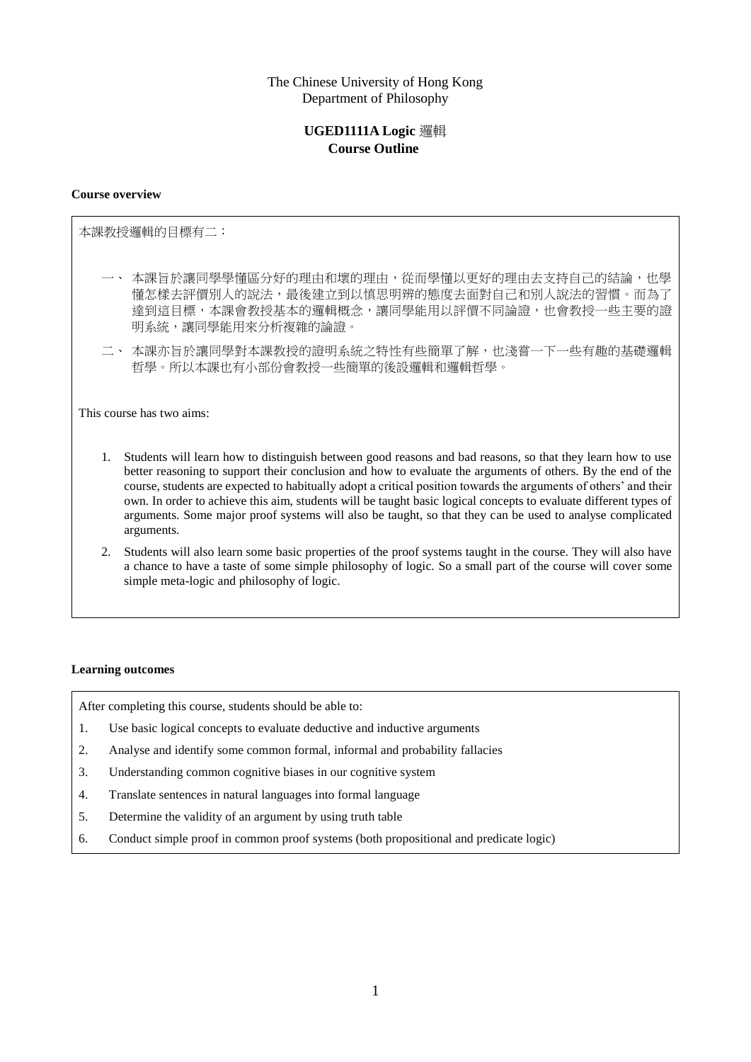The Chinese University of Hong Kong
Department of Philosophy

**UGED1111A Logic 邏輯**
**Course Outline**

**Course overview**

本課教授邏輯的目標有二：

一、 本課旨於讓同學學懂區分好的理由和壞的理由，從而學懂以更好的理由去支持自己的結論，也學懂怎樣去評價別人的說法，最後建立到以慎思明辨的態度去面對自己和別人說法的習慣。而為了達到這目標，本課會教授基本的邏輯概念，讓同學能用以評價不同論證，也會教授一些主要的證明系統，讓同學能用來分析複雜的論證。

二、 本課亦旨於讓同學對本課教授的證明系統之特性有些簡單了解，也淺嘗一下一些有趣的基礎邏輯哲學。所以本課也有小部份會教授一些簡單的後設邏輯和邏輯哲學。

This course has two aims:

1. Students will learn how to distinguish between good reasons and bad reasons, so that they learn how to use better reasoning to support their conclusion and how to evaluate the arguments of others. By the end of the course, students are expected to habitually adopt a critical position towards the arguments of others' and their own. In order to achieve this aim, students will be taught basic logical concepts to evaluate different types of arguments. Some major proof systems will also be taught, so that they can be used to analyse complicated arguments.
2. Students will also learn some basic properties of the proof systems taught in the course. They will also have a chance to have a taste of some simple philosophy of logic. So a small part of the course will cover some simple meta-logic and philosophy of logic.

**Learning outcomes**

After completing this course, students should be able to:

1. Use basic logical concepts to evaluate deductive and inductive arguments
2. Analyse and identify some common formal, informal and probability fallacies
3. Understanding common cognitive biases in our cognitive system
4. Translate sentences in natural languages into formal language
5. Determine the validity of an argument by using truth table
6. Conduct simple proof in common proof systems (both propositional and predicate logic)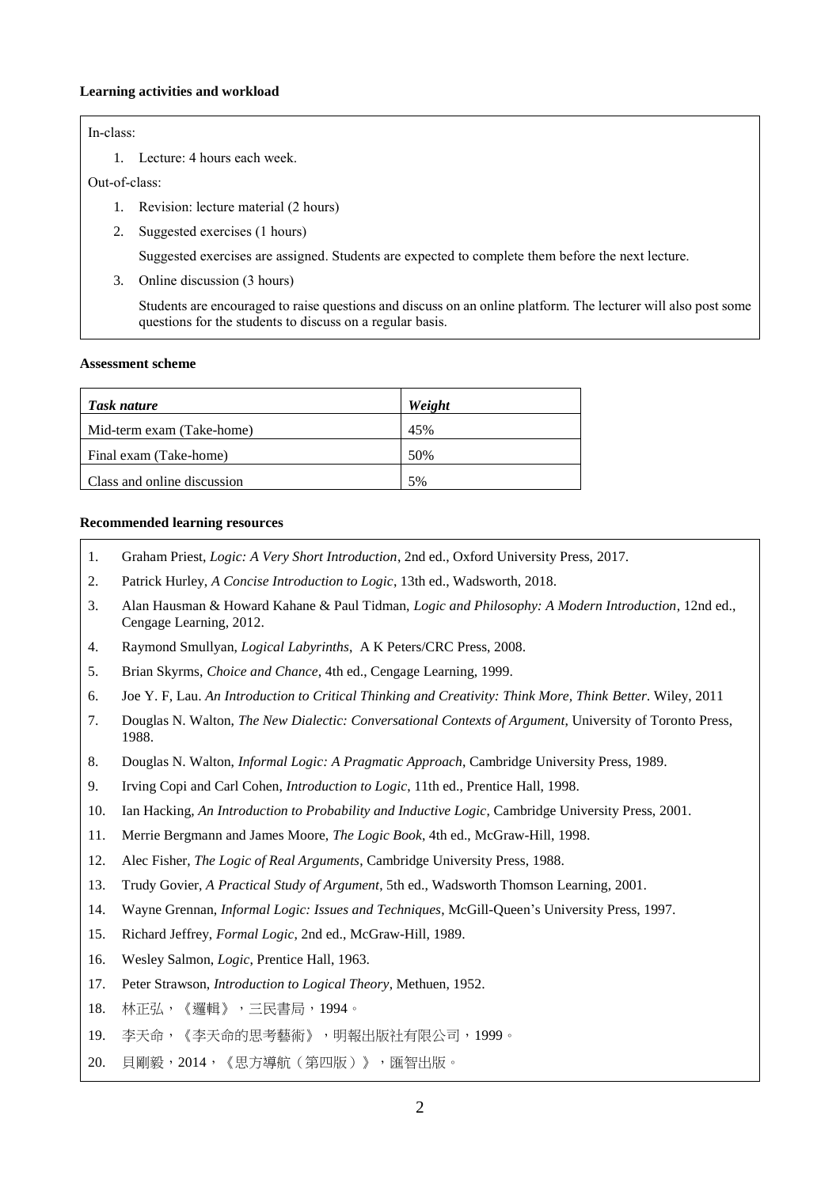**Learning activities and workload**

In-class:

1. Lecture: 4 hours each week.

Out-of-class:

1. Revision: lecture material (2 hours)
2. Suggested exercises (1 hours)

   Suggested exercises are assigned. Students are expected to complete them before the next lecture.
3. Online discussion (3 hours)

   Students are encouraged to raise questions and discuss on an online platform. The lecturer will also post some questions for the students to discuss on a regular basis.

**Assessment scheme**

| *Task nature* | *Weight* |
|---|---|
| Mid-term exam (Take-home) | 45% |
| Final exam (Take-home) | 50% |
| Class and online discussion | 5% |

**Recommended learning resources**

1. Graham Priest, *Logic: A Very Short Introduction*, 2nd ed., Oxford University Press, 2017.
2. Patrick Hurley, *A Concise Introduction to Logic*, 13th ed., Wadsworth, 2018.
3. Alan Hausman & Howard Kahane & Paul Tidman, *Logic and Philosophy: A Modern Introduction*, 12nd ed., Cengage Learning, 2012.
4. Raymond Smullyan, *Logical Labyrinths*, A K Peters/CRC Press, 2008.
5. Brian Skyrms, *Choice and Chance*, 4th ed., Cengage Learning, 1999.
6. Joe Y. F, Lau. *An Introduction to Critical Thinking and Creativity: Think More, Think Better*. Wiley, 2011
7. Douglas N. Walton, *The New Dialectic: Conversational Contexts of Argument*, University of Toronto Press, 1988.
8. Douglas N. Walton, *Informal Logic: A Pragmatic Approach*, Cambridge University Press, 1989.
9. Irving Copi and Carl Cohen, *Introduction to Logic*, 11th ed., Prentice Hall, 1998.
10. Ian Hacking, *An Introduction to Probability and Inductive Logic*, Cambridge University Press, 2001.
11. Merrie Bergmann and James Moore, *The Logic Book*, 4th ed., McGraw-Hill, 1998.
12. Alec Fisher, *The Logic of Real Arguments*, Cambridge University Press, 1988.
13. Trudy Govier, *A Practical Study of Argument*, 5th ed., Wadsworth Thomson Learning, 2001.
14. Wayne Grennan, *Informal Logic: Issues and Techniques*, McGill-Queen's University Press, 1997.
15. Richard Jeffrey, *Formal Logic*, 2nd ed., McGraw-Hill, 1989.
16. Wesley Salmon, *Logic*, Prentice Hall, 1963.
17. Peter Strawson, *Introduction to Logical Theory*, Methuen, 1952.
18. 林正弘，《邏輯》，三民書局，1994。
19. 李天命，《李天命的思考藝術》，明報出版社有限公司，1999。
20. 貝剛毅，2014，《思方導航（第四版）》，匯智出版。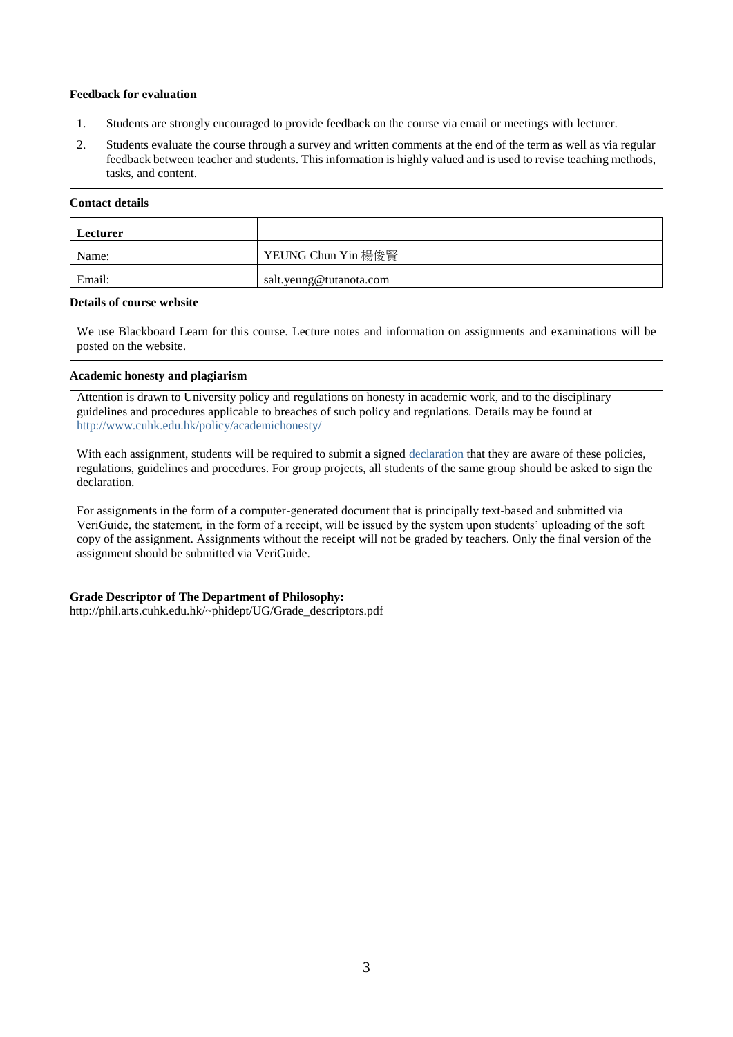**Feedback for evaluation**

1. Students are strongly encouraged to provide feedback on the course via email or meetings with lecturer.
2. Students evaluate the course through a survey and written comments at the end of the term as well as via regular feedback between teacher and students. This information is highly valued and is used to revise teaching methods, tasks, and content.

**Contact details**

| Lecturer | |
|---|---|
| Name: | YEUNG Chun Yin 楊俊賢 |
| Email: | salt.yeung@tutanota.com |

**Details of course website**

We use Blackboard Learn for this course. Lecture notes and information on assignments and examinations will be posted on the website.

**Academic honesty and plagiarism**

Attention is drawn to University policy and regulations on honesty in academic work, and to the disciplinary guidelines and procedures applicable to breaches of such policy and regulations. Details may be found at http://www.cuhk.edu.hk/policy/academichonesty/

With each assignment, students will be required to submit a signed declaration that they are aware of these policies, regulations, guidelines and procedures. For group projects, all students of the same group should be asked to sign the declaration.

For assignments in the form of a computer-generated document that is principally text-based and submitted via VeriGuide, the statement, in the form of a receipt, will be issued by the system upon students' uploading of the soft copy of the assignment. Assignments without the receipt will not be graded by teachers. Only the final version of the assignment should be submitted via VeriGuide.

**Grade Descriptor of The Department of Philosophy:**
http://phil.arts.cuhk.edu.hk/~phidept/UG/Grade_descriptors.pdf